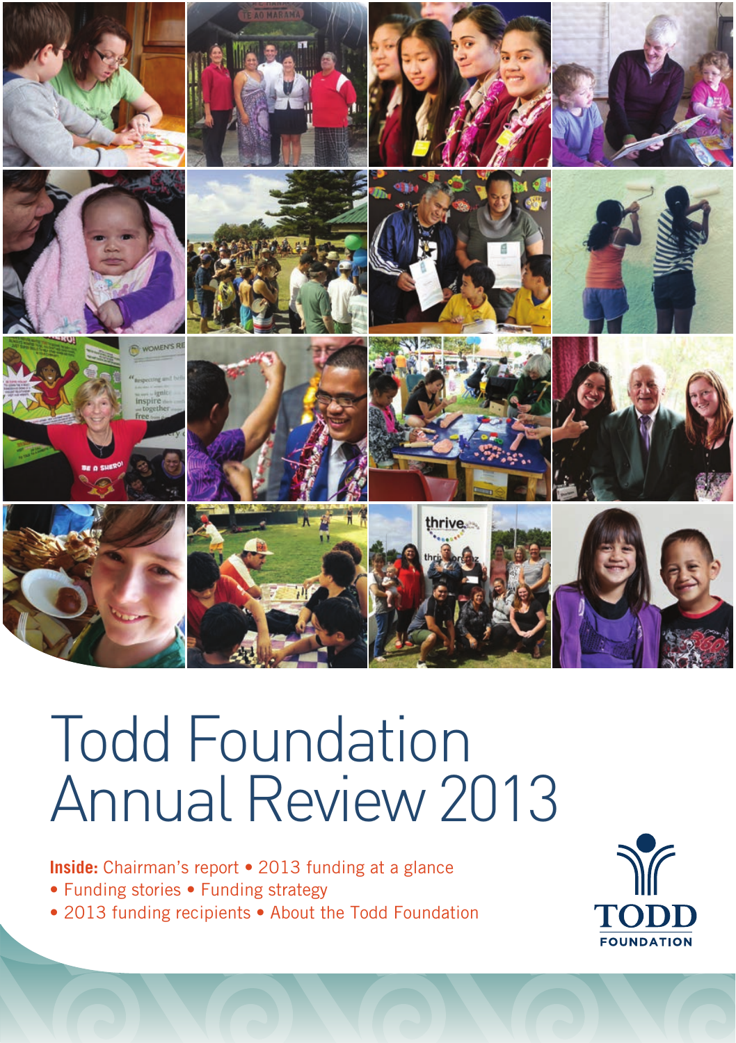# Todd Foundation Annual Review 2013

**Inside:** Chairman's report • 2013 funding at a glance • Funding stories • Funding strategy • 2013 funding recipients • About the Todd Foundation

TODD FOUNDATION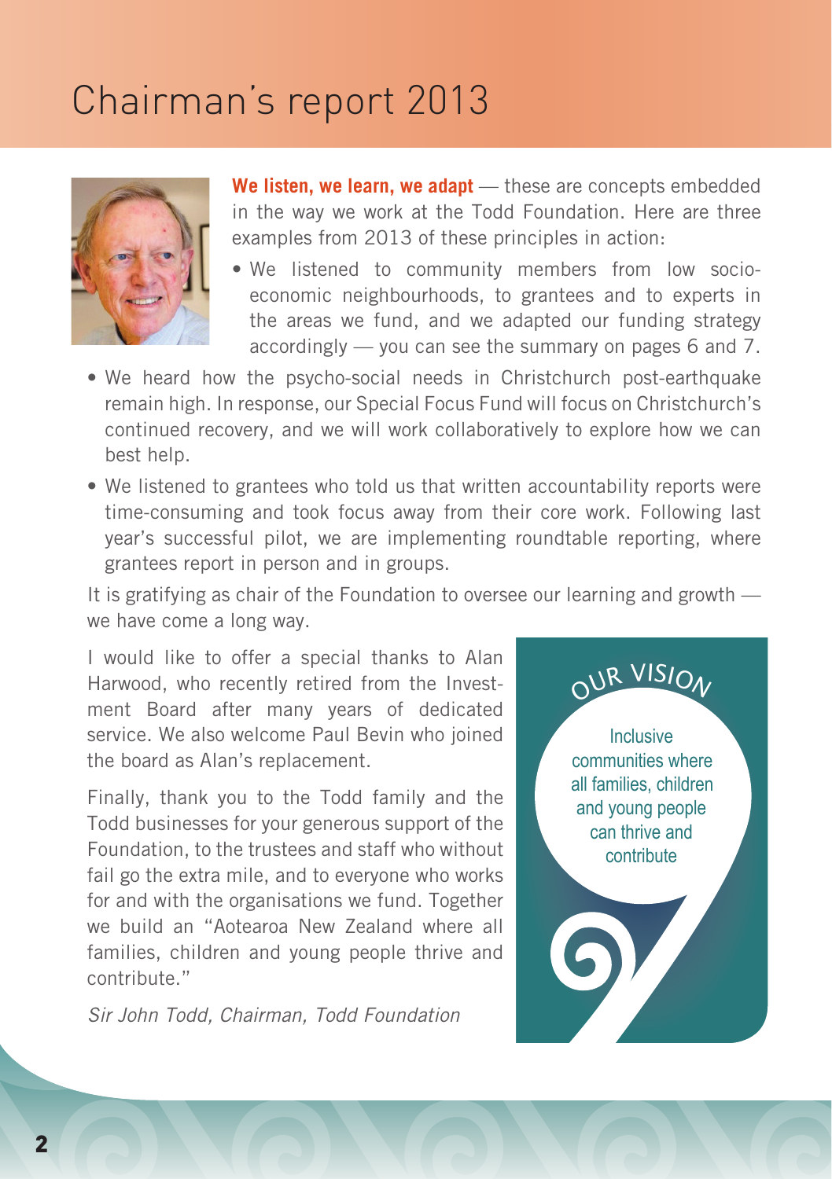# Chairman's report 2013

**We listen, we learn, we adapt** — these are concepts embedded in the way we work at the Todd Foundation. Here are three examples from 2013 of these principles in action:

- We listened to community members from low socio-economic neighbourhoods, to grantees and to experts in the areas we fund, and we adapted our funding strategy accordingly — you can see the summary on pages 6 and 7.
- We heard how the psycho-social needs in Christchurch post-earthquake remain high. In response, our Special Focus Fund will focus on Christchurch's continued recovery, and we will work collaboratively to explore how we can best help.
- We listened to grantees who told us that written accountability reports were time-consuming and took focus away from their core work. Following last year's successful pilot, we are implementing roundtable reporting, where grantees report in person and in groups.

It is gratifying as chair of the Foundation to oversee our learning and growth — we have come a long way.

I would like to offer a special thanks to Alan Harwood, who recently retired from the Investment Board after many years of dedicated service. We also welcome Paul Bevin who joined the board as Alan's replacement.

Finally, thank you to the Todd family and the Todd businesses for your generous support of the Foundation, to the trustees and staff who without fail go the extra mile, and to everyone who works for and with the organisations we fund. Together we build an "Aotearoa New Zealand where all families, children and young people thrive and contribute."

*Sir John Todd, Chairman, Todd Foundation*

**OUR VISION**

Inclusive communities where all families, children and young people can thrive and contribute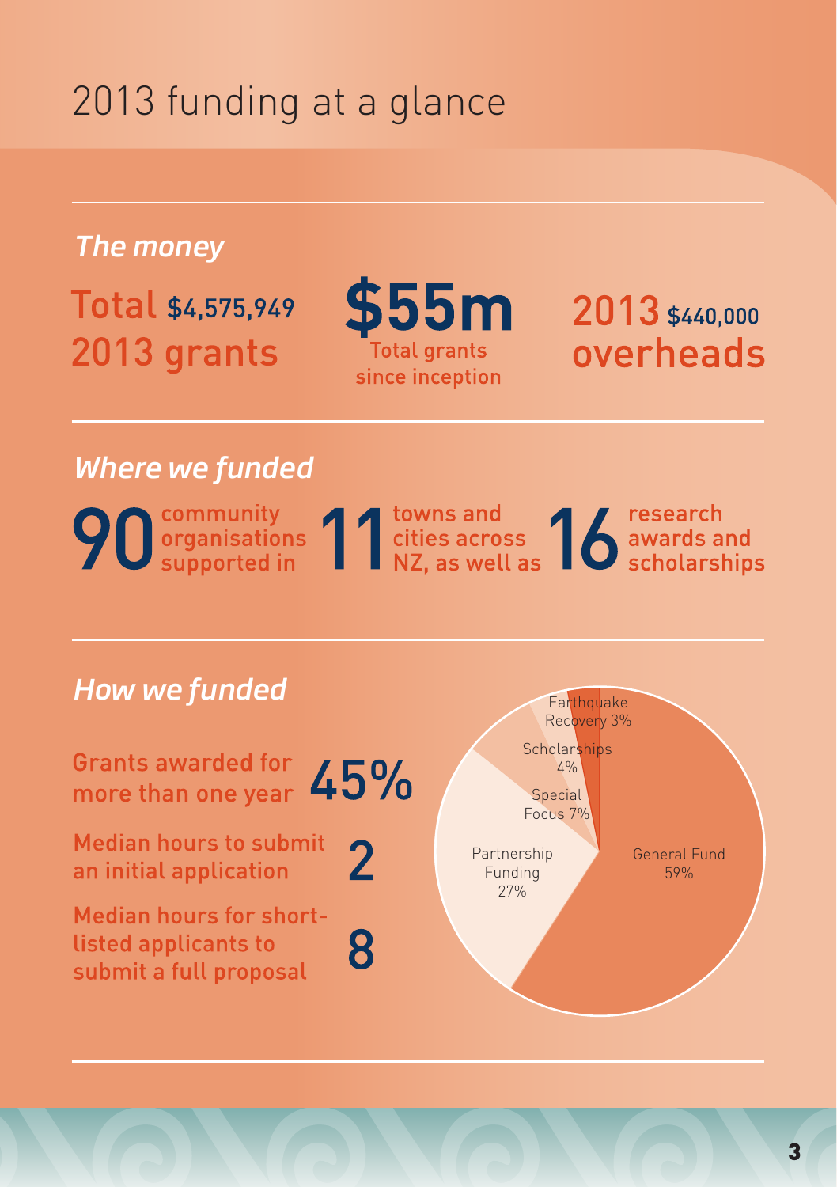# 2013 funding at a glance

## *The money*

**Total** $4,575,949 **2013 grants**

**$55m** Total grants since inception

**2013** $440,000 **overheads**

## *Where we funded*

**90** community organisations supported in **11** towns and cities across NZ, as well as **16** research awards and scholarships

## *How we funded*

Grants awarded for more than one year **45%**

Median hours to submit an initial application **2**

Median hours for short-listed applicants to submit a full proposal **8**

| Fund | Share |
|---|---|
| General Fund | 59% |
| Partnership Funding | 27% |
| Special Focus | 7% |
| Scholarships | 4% |
| Earthquake Recovery | 3% |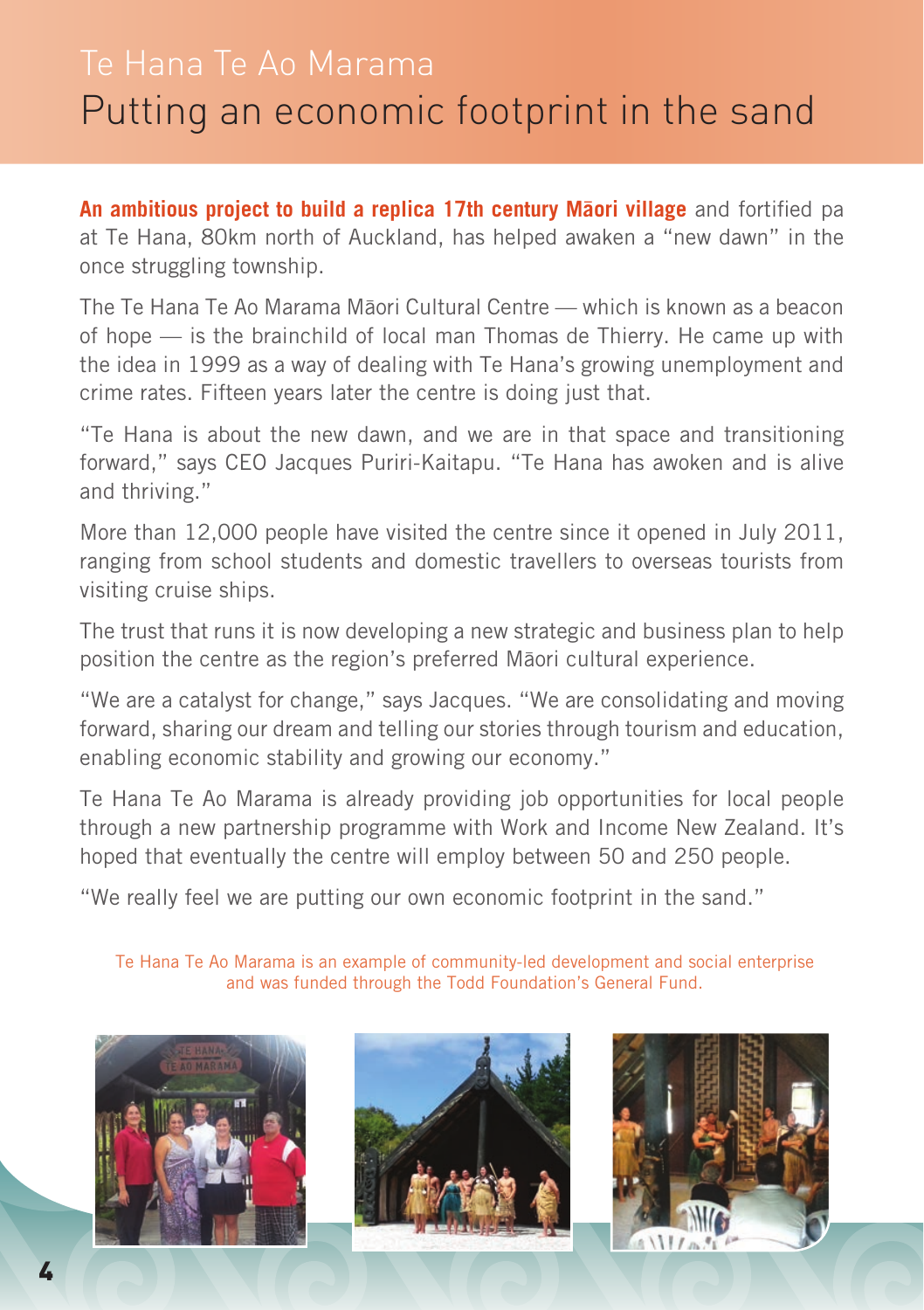## Te Hana Te Ao Marama

# Putting an economic footprint in the sand

**An ambitious project to build a replica 17th century Māori village** and fortified pa at Te Hana, 80km north of Auckland, has helped awaken a "new dawn" in the once struggling township.

The Te Hana Te Ao Marama Māori Cultural Centre — which is known as a beacon of hope — is the brainchild of local man Thomas de Thierry. He came up with the idea in 1999 as a way of dealing with Te Hana's growing unemployment and crime rates. Fifteen years later the centre is doing just that.

"Te Hana is about the new dawn, and we are in that space and transitioning forward," says CEO Jacques Puriri-Kaitapu. "Te Hana has awoken and is alive and thriving."

More than 12,000 people have visited the centre since it opened in July 2011, ranging from school students and domestic travellers to overseas tourists from visiting cruise ships.

The trust that runs it is now developing a new strategic and business plan to help position the centre as the region's preferred Māori cultural experience.

"We are a catalyst for change," says Jacques. "We are consolidating and moving forward, sharing our dream and telling our stories through tourism and education, enabling economic stability and growing our economy."

Te Hana Te Ao Marama is already providing job opportunities for local people through a new partnership programme with Work and Income New Zealand. It's hoped that eventually the centre will employ between 50 and 250 people.

"We really feel we are putting our own economic footprint in the sand."

Te Hana Te Ao Marama is an example of community-led development and social enterprise and was funded through the Todd Foundation's General Fund.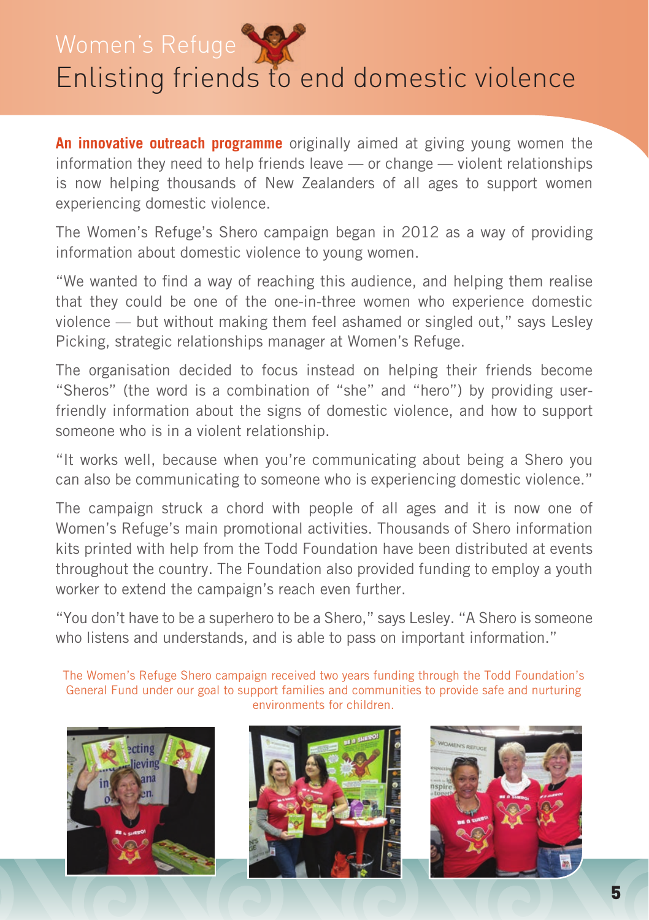Women's Refuge

# Enlisting friends to end domestic violence

**An innovative outreach programme** originally aimed at giving young women the information they need to help friends leave — or change — violent relationships is now helping thousands of New Zealanders of all ages to support women experiencing domestic violence.

The Women's Refuge's Shero campaign began in 2012 as a way of providing information about domestic violence to young women.

"We wanted to find a way of reaching this audience, and helping them realise that they could be one of the one-in-three women who experience domestic violence — but without making them feel ashamed or singled out," says Lesley Picking, strategic relationships manager at Women's Refuge.

The organisation decided to focus instead on helping their friends become "Sheros" (the word is a combination of "she" and "hero") by providing user-friendly information about the signs of domestic violence, and how to support someone who is in a violent relationship.

"It works well, because when you're communicating about being a Shero you can also be communicating to someone who is experiencing domestic violence."

The campaign struck a chord with people of all ages and it is now one of Women's Refuge's main promotional activities. Thousands of Shero information kits printed with help from the Todd Foundation have been distributed at events throughout the country. The Foundation also provided funding to employ a youth worker to extend the campaign's reach even further.

"You don't have to be a superhero to be a Shero," says Lesley. "A Shero is someone who listens and understands, and is able to pass on important information."

The Women's Refuge Shero campaign received two years funding through the Todd Foundation's General Fund under our goal to support families and communities to provide safe and nurturing environments for children.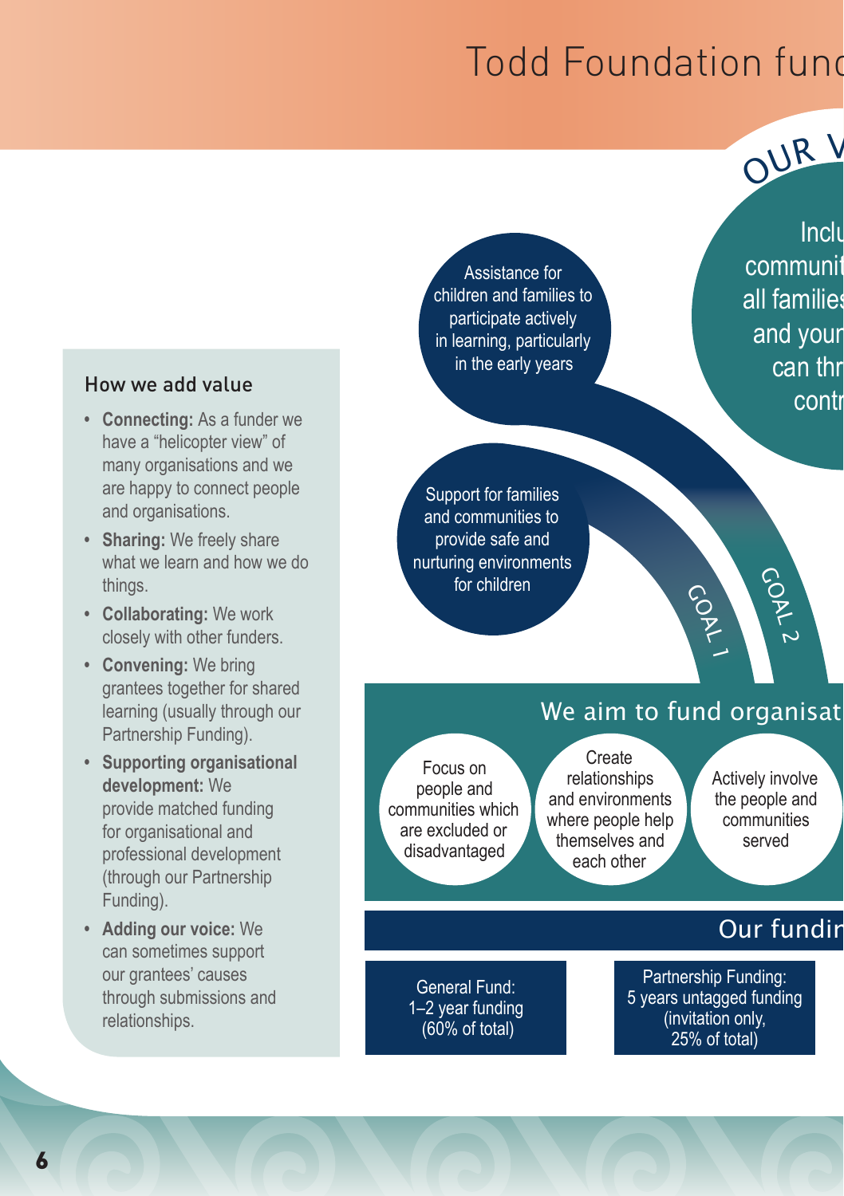# Todd Foundation func

OUR V

Inclu
communit
all families
and youn
can thr
contr

Assistance for children and families to participate actively in learning, particularly in the early years

Support for families and communities to provide safe and nurturing environments for children

GOAL 1

GOAL 2

## How we add value

- **Connecting:** As a funder we have a "helicopter view" of many organisations and we are happy to connect people and organisations.
- **Sharing:** We freely share what we learn and how we do things.
- **Collaborating:** We work closely with other funders.
- **Convening:** We bring grantees together for shared learning (usually through our Partnership Funding).
- **Supporting organisational development:** We provide matched funding for organisational and professional development (through our Partnership Funding).
- **Adding our voice:** We can sometimes support our grantees' causes through submissions and relationships.

## We aim to fund organisat

- Focus on people and communities which are excluded or disadvantaged
- Create relationships and environments where people help themselves and each other
- Actively involve the people and communities served

## Our fundir

- General Fund: 1–2 year funding (60% of total)
- Partnership Funding: 5 years untagged funding (invitation only, 25% of total)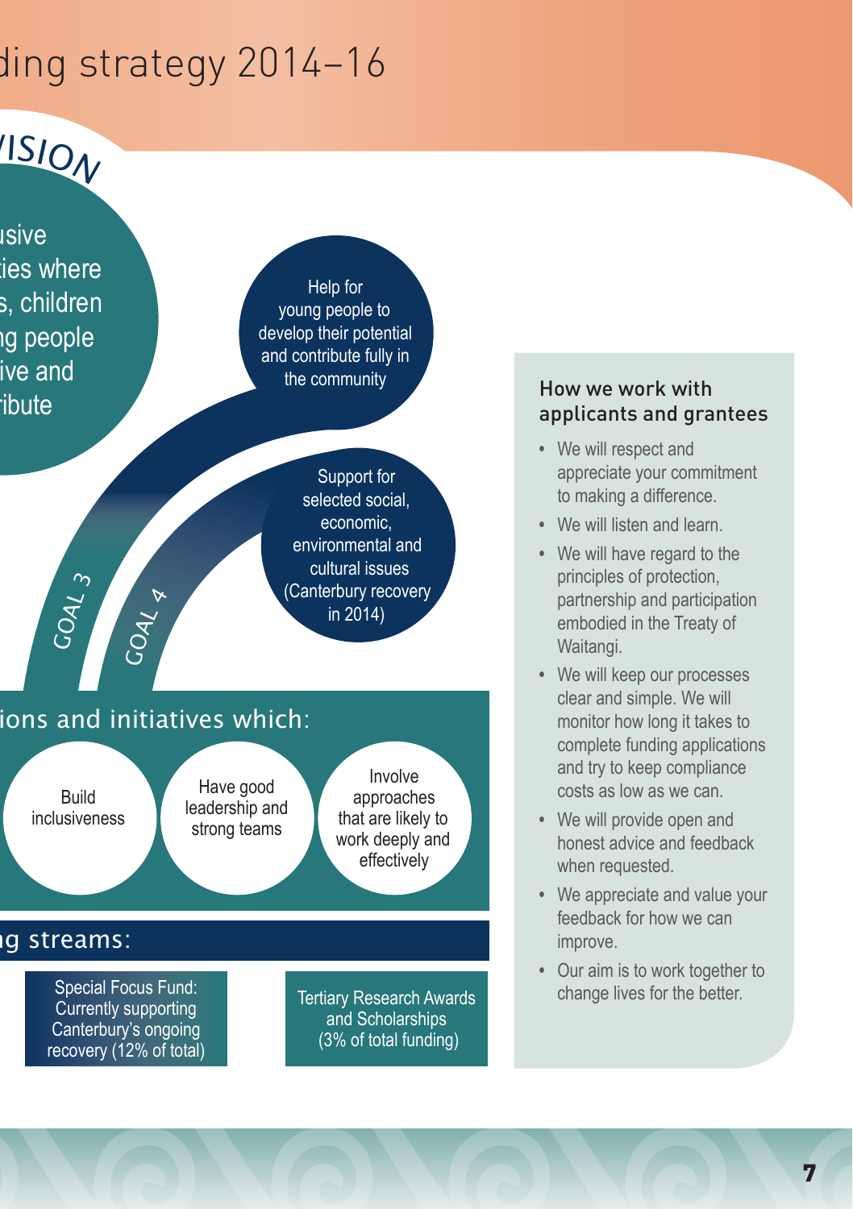# ding strategy 2014–16

VISION

usive
ties where
s, children
ng people
ive and
ribute

GOAL 3

Help for young people to develop their potential and contribute fully in the community

GOAL 4

Support for selected social, economic, environmental and cultural issues (Canterbury recovery in 2014)

## ions and initiatives which:

- Build inclusiveness
- Have good leadership and strong teams
- Involve approaches that are likely to work deeply and effectively

## ng streams:

- Special Focus Fund: Currently supporting Canterbury's ongoing recovery (12% of total)
- Tertiary Research Awards and Scholarships (3% of total funding)

### How we work with applicants and grantees

- We will respect and appreciate your commitment to making a difference.
- We will listen and learn.
- We will have regard to the principles of protection, partnership and participation embodied in the Treaty of Waitangi.
- We will keep our processes clear and simple. We will monitor how long it takes to complete funding applications and try to keep compliance costs as low as we can.
- We will provide open and honest advice and feedback when requested.
- We appreciate and value your feedback for how we can improve.
- Our aim is to work together to change lives for the better.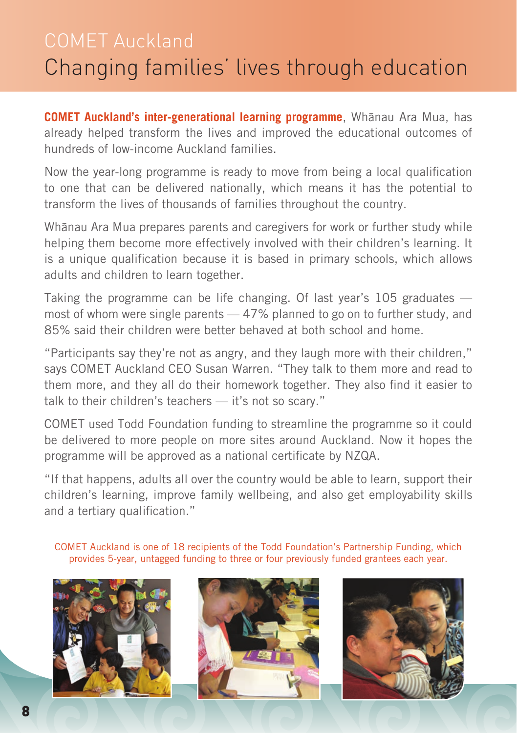# COMET Auckland

## Changing families' lives through education

**COMET Auckland's inter-generational learning programme**, Whānau Ara Mua, has already helped transform the lives and improved the educational outcomes of hundreds of low-income Auckland families.

Now the year-long programme is ready to move from being a local qualification to one that can be delivered nationally, which means it has the potential to transform the lives of thousands of families throughout the country.

Whānau Ara Mua prepares parents and caregivers for work or further study while helping them become more effectively involved with their children's learning. It is a unique qualification because it is based in primary schools, which allows adults and children to learn together.

Taking the programme can be life changing. Of last year's 105 graduates — most of whom were single parents — 47% planned to go on to further study, and 85% said their children were better behaved at both school and home.

"Participants say they're not as angry, and they laugh more with their children," says COMET Auckland CEO Susan Warren. "They talk to them more and read to them more, and they all do their homework together. They also find it easier to talk to their children's teachers — it's not so scary."

COMET used Todd Foundation funding to streamline the programme so it could be delivered to more people on more sites around Auckland. Now it hopes the programme will be approved as a national certificate by NZQA.

"If that happens, adults all over the country would be able to learn, support their children's learning, improve family wellbeing, and also get employability skills and a tertiary qualification."

COMET Auckland is one of 18 recipients of the Todd Foundation's Partnership Funding, which provides 5-year, untagged funding to three or four previously funded grantees each year.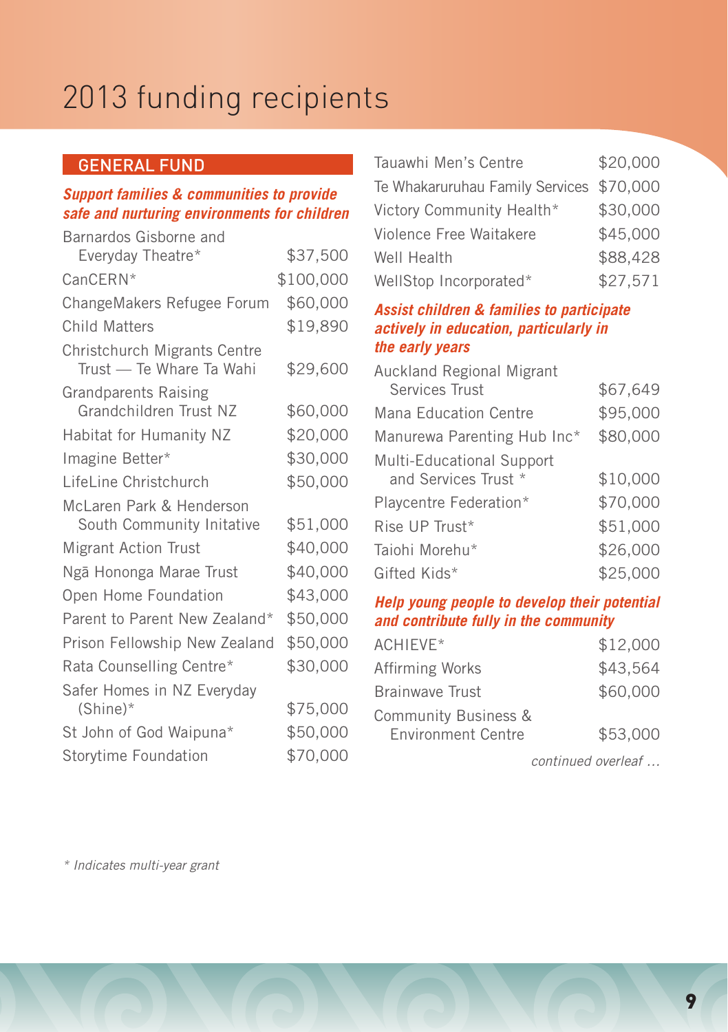# 2013 funding recipients

## GENERAL FUND

### *Support families & communities to provide safe and nurturing environments for children*

| Recipient | Amount |
|---|---|
| Barnardos Gisborne and Everyday Theatre* | $37,500 |
| CanCERN* | $100,000 |
| ChangeMakers Refugee Forum | $60,000 |
| Child Matters | $19,890 |
| Christchurch Migrants Centre Trust — Te Whare Ta Wahi | $29,600 |
| Grandparents Raising Grandchildren Trust NZ | $60,000 |
| Habitat for Humanity NZ | $20,000 |
| Imagine Better* | $30,000 |
| LifeLine Christchurch | $50,000 |
| McLaren Park & Henderson South Community Initative | $51,000 |
| Migrant Action Trust | $40,000 |
| Ngā Hononga Marae Trust | $40,000 |
| Open Home Foundation | $43,000 |
| Parent to Parent New Zealand* | $50,000 |
| Prison Fellowship New Zealand | $50,000 |
| Rata Counselling Centre* | $30,000 |
| Safer Homes in NZ Everyday (Shine)* | $75,000 |
| St John of God Waipuna* | $50,000 |
| Storytime Foundation | $70,000 |
| Tauawhi Men's Centre | $20,000 |
| Te Whakaruruhau Family Services | $70,000 |
| Victory Community Health* | $30,000 |
| Violence Free Waitakere | $45,000 |
| Well Health | $88,428 |
| WellStop Incorporated* | $27,571 |

### *Assist children & families to participate actively in education, particularly in the early years*

| Recipient | Amount |
|---|---|
| Auckland Regional Migrant Services Trust | $67,649 |
| Mana Education Centre | $95,000 |
| Manurewa Parenting Hub Inc* | $80,000 |
| Multi-Educational Support and Services Trust * | $10,000 |
| Playcentre Federation* | $70,000 |
| Rise UP Trust* | $51,000 |
| Taiohi Morehu* | $26,000 |
| Gifted Kids* | $25,000 |

### *Help young people to develop their potential and contribute fully in the community*

| Recipient | Amount |
|---|---|
| ACHIEVE* | $12,000 |
| Affirming Works | $43,564 |
| Brainwave Trust | $60,000 |
| Community Business & Environment Centre | $53,000 |

*continued overleaf …*

*\* Indicates multi-year grant*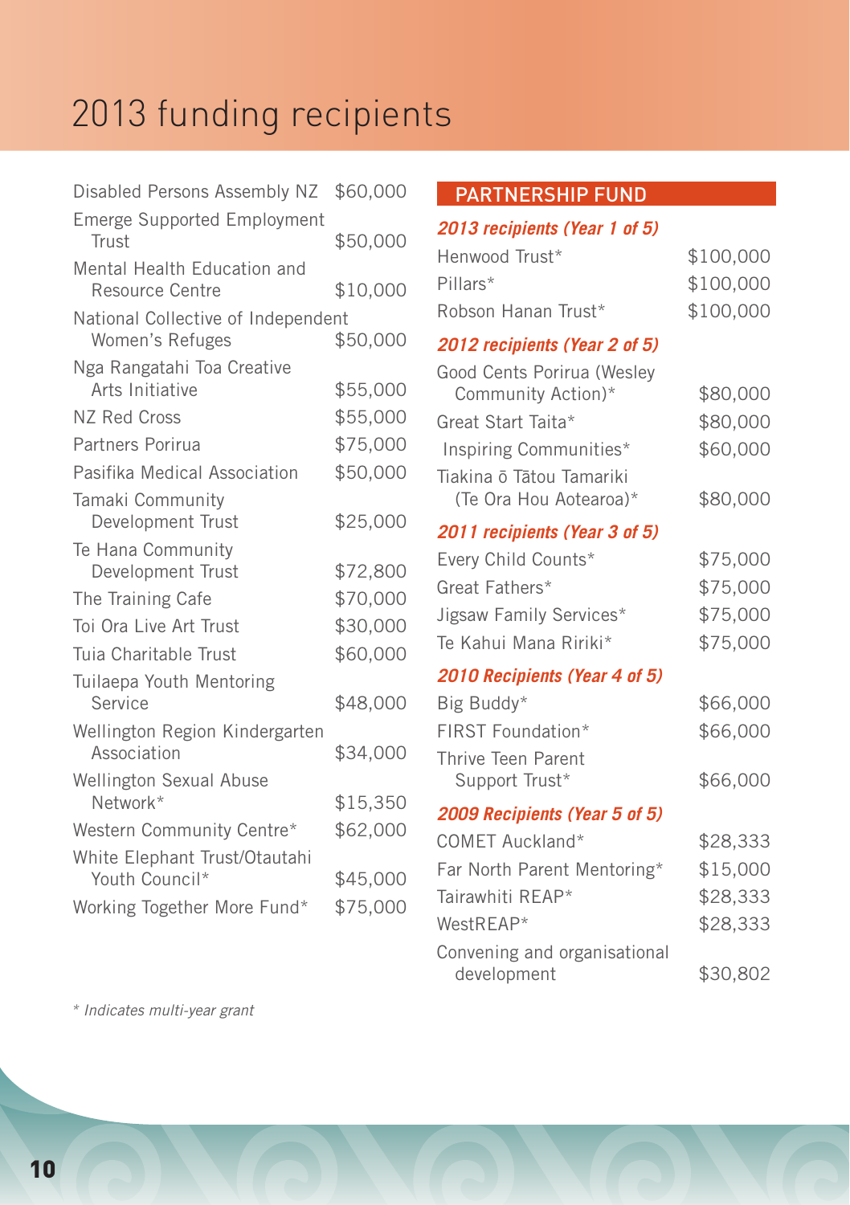# 2013 funding recipients

| | |
|---|---|
| Disabled Persons Assembly NZ | $60,000 |
| Emerge Supported Employment Trust | $50,000 |
| Mental Health Education and Resource Centre | $10,000 |
| National Collective of Independent Women's Refuges | $50,000 |
| Nga Rangatahi Toa Creative Arts Initiative | $55,000 |
| NZ Red Cross | $55,000 |
| Partners Porirua | $75,000 |
| Pasifika Medical Association | $50,000 |
| Tamaki Community Development Trust | $25,000 |
| Te Hana Community Development Trust | $72,800 |
| The Training Cafe | $70,000 |
| Toi Ora Live Art Trust | $30,000 |
| Tuia Charitable Trust | $60,000 |
| Tuilaepa Youth Mentoring Service | $48,000 |
| Wellington Region Kindergarten Association | $34,000 |
| Wellington Sexual Abuse Network* | $15,350 |
| Western Community Centre* | $62,000 |
| White Elephant Trust/Otautahi Youth Council* | $45,000 |
| Working Together More Fund* | $75,000 |

## PARTNERSHIP FUND

***2013 recipients (Year 1 of 5)***

| | |
|---|---|
| Henwood Trust* | $100,000 |
| Pillars* | $100,000 |
| Robson Hanan Trust* | $100,000 |

***2012 recipients (Year 2 of 5)***

| | |
|---|---|
| Good Cents Porirua (Wesley Community Action)* | $80,000 |
| Great Start Taita* | $80,000 |
| Inspiring Communities* | $60,000 |
| Tiakina ō Tātou Tamariki (Te Ora Hou Aotearoa)* | $80,000 |

***2011 recipients (Year 3 of 5)***

| | |
|---|---|
| Every Child Counts* | $75,000 |
| Great Fathers* | $75,000 |
| Jigsaw Family Services* | $75,000 |
| Te Kahui Mana Ririki* | $75,000 |

***2010 Recipients (Year 4 of 5)***

| | |
|---|---|
| Big Buddy* | $66,000 |
| FIRST Foundation* | $66,000 |
| Thrive Teen Parent Support Trust* | $66,000 |

***2009 Recipients (Year 5 of 5)***

| | |
|---|---|
| COMET Auckland* | $28,333 |
| Far North Parent Mentoring* | $15,000 |
| Tairawhiti REAP* | $28,333 |
| WestREAP* | $28,333 |
| Convening and organisational development | $30,802 |

*\* Indicates multi-year grant*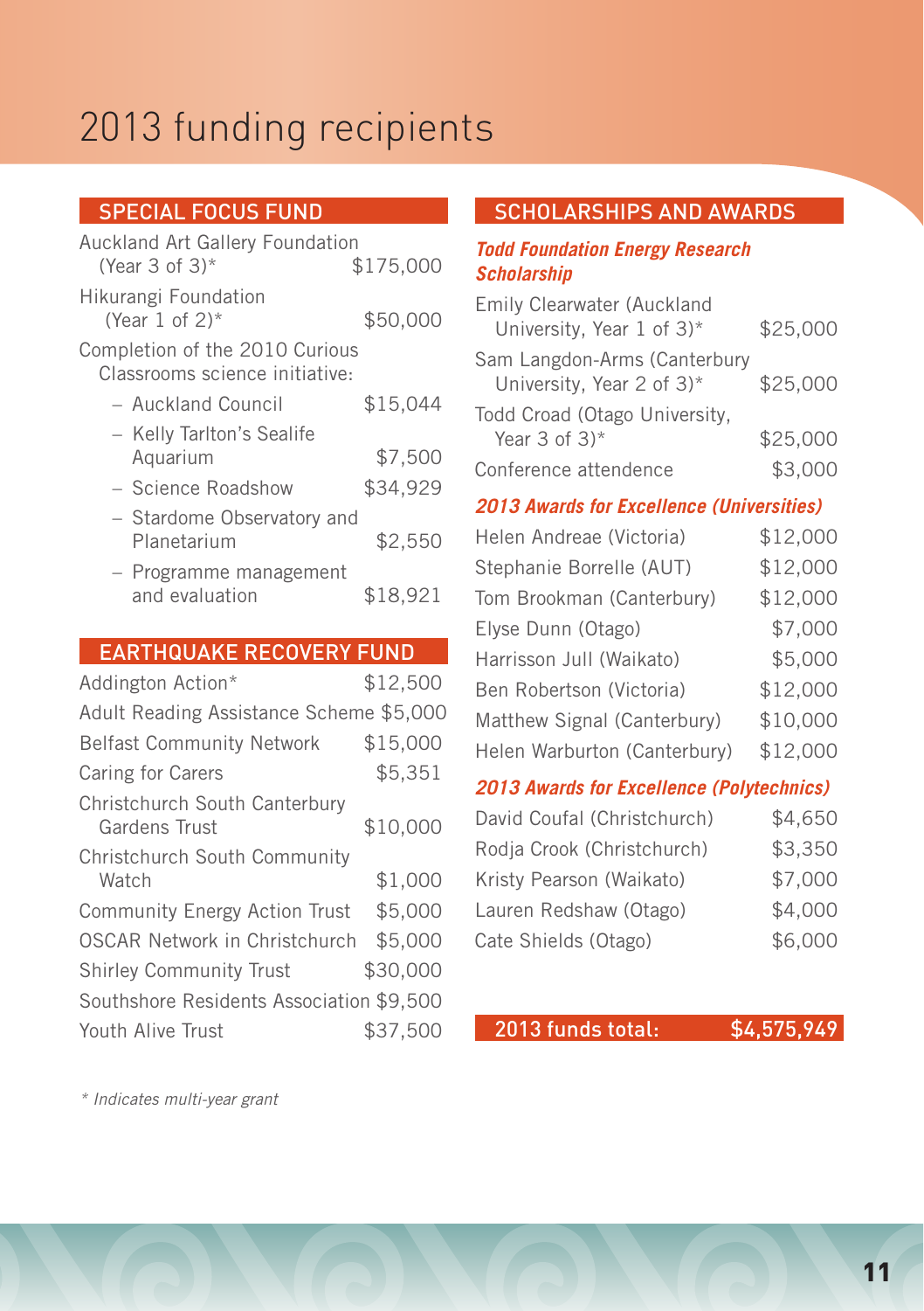# 2013 funding recipients

## SPECIAL FOCUS FUND

| Recipient | Amount |
|---|---|
| Auckland Art Gallery Foundation (Year 3 of 3)* | $175,000 |
| Hikurangi Foundation (Year 1 of 2)* | $50,000 |
| Completion of the 2010 Curious Classrooms science initiative: | |
| – Auckland Council | $15,044 |
| – Kelly Tarlton's Sealife Aquarium | $7,500 |
| – Science Roadshow | $34,929 |
| – Stardome Observatory and Planetarium | $2,550 |
| – Programme management and evaluation | $18,921 |

## EARTHQUAKE RECOVERY FUND

| Recipient | Amount |
|---|---|
| Addington Action* | $12,500 |
| Adult Reading Assistance Scheme | $5,000 |
| Belfast Community Network | $15,000 |
| Caring for Carers | $5,351 |
| Christchurch South Canterbury Gardens Trust | $10,000 |
| Christchurch South Community Watch | $1,000 |
| Community Energy Action Trust | $5,000 |
| OSCAR Network in Christchurch | $5,000 |
| Shirley Community Trust | $30,000 |
| Southshore Residents Association | $9,500 |
| Youth Alive Trust | $37,500 |

## SCHOLARSHIPS AND AWARDS

### *Todd Foundation Energy Research Scholarship*

| Recipient | Amount |
|---|---|
| Emily Clearwater (Auckland University, Year 1 of 3)* | $25,000 |
| Sam Langdon-Arms (Canterbury University, Year 2 of 3)* | $25,000 |
| Todd Croad (Otago University, Year 3 of 3)* | $25,000 |
| Conference attendence | $3,000 |

### *2013 Awards for Excellence (Universities)*

| Recipient | Amount |
|---|---|
| Helen Andreae (Victoria) | $12,000 |
| Stephanie Borrelle (AUT) | $12,000 |
| Tom Brookman (Canterbury) | $12,000 |
| Elyse Dunn (Otago) | $7,000 |
| Harrisson Jull (Waikato) | $5,000 |
| Ben Robertson (Victoria) | $12,000 |
| Matthew Signal (Canterbury) | $10,000 |
| Helen Warburton (Canterbury) | $12,000 |

### *2013 Awards for Excellence (Polytechnics)*

| Recipient | Amount |
|---|---|
| David Coufal (Christchurch) | $4,650 |
| Rodja Crook (Christchurch) | $3,350 |
| Kristy Pearson (Waikato) | $7,000 |
| Lauren Redshaw (Otago) | $4,000 |
| Cate Shields (Otago) | $6,000 |

**2013 funds total: $4,575,949**

*\* Indicates multi-year grant*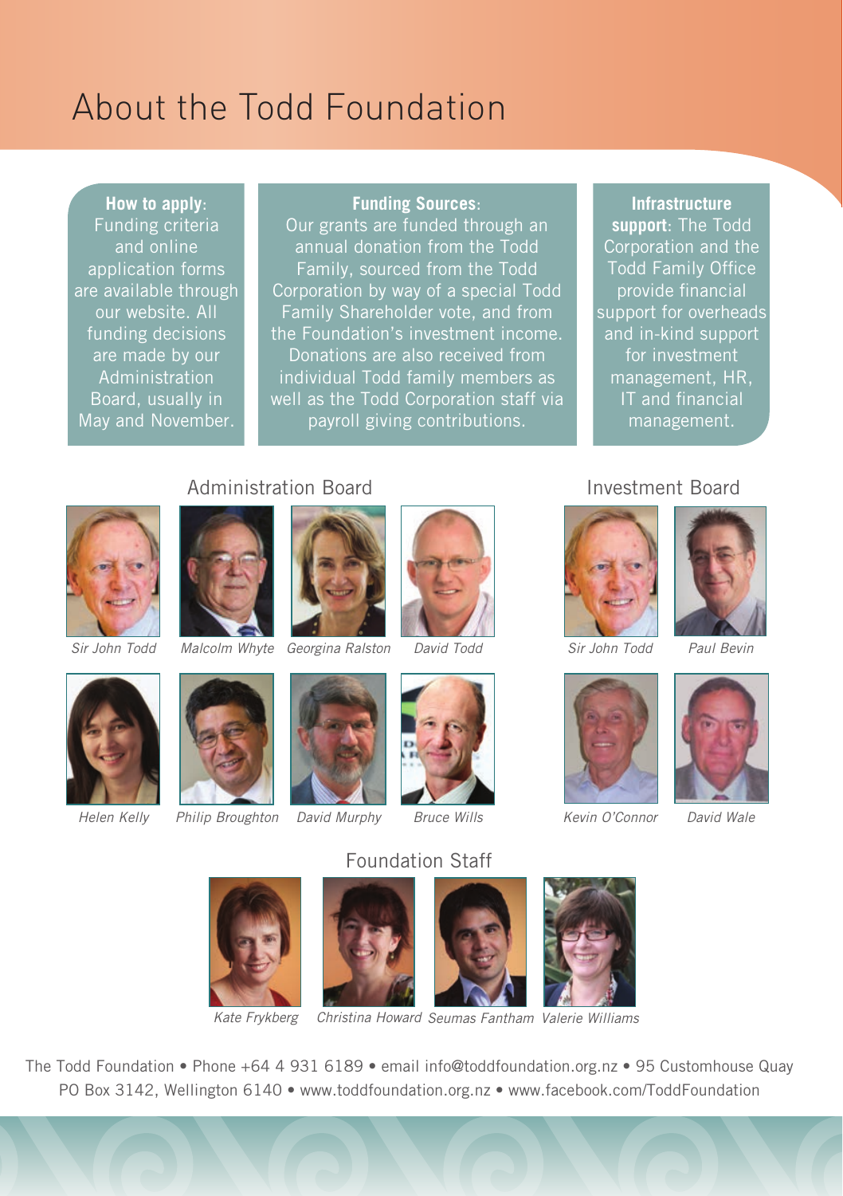# About the Todd Foundation

**How to apply**: Funding criteria and online application forms are available through our website. All funding decisions are made by our Administration Board, usually in May and November.

**Funding Sources**: Our grants are funded through an annual donation from the Todd Family, sourced from the Todd Corporation by way of a special Todd Family Shareholder vote, and from the Foundation's investment income. Donations are also received from individual Todd family members as well as the Todd Corporation staff via payroll giving contributions.

**Infrastructure support**: The Todd Corporation and the Todd Family Office provide financial support for overheads and in-kind support for investment management, HR, IT and financial management.

## Administration Board

*Sir John Todd*

*Malcolm Whyte*

*Georgina Ralston*

*David Todd*

*Helen Kelly*

*Philip Broughton*

*David Murphy*

*Bruce Wills*

## Investment Board

*Sir John Todd*

*Paul Bevin*

*Kevin O'Connor*

*David Wale*

## Foundation Staff

*Kate Frykberg*

*Christina Howard*

*Seumas Fantham*

*Valerie Williams*

The Todd Foundation • Phone +64 4 931 6189 • email info@toddfoundation.org.nz • 95 Customhouse Quay
PO Box 3142, Wellington 6140 • www.toddfoundation.org.nz • www.facebook.com/ToddFoundation